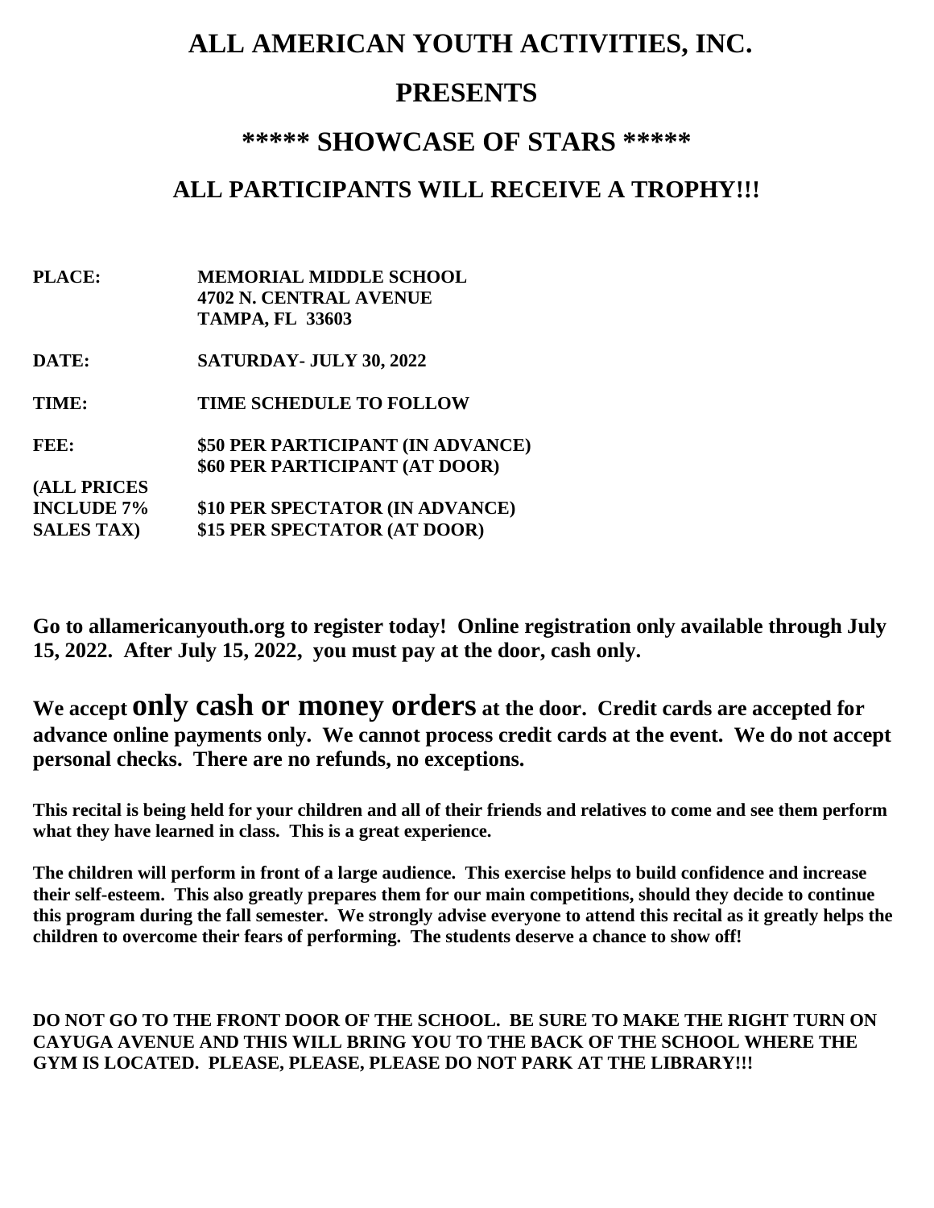# ALL AMERICAN YOUTH ACTIVITIES, INC.

# PRESENTS

# ***** SHOWCASE OF STARS *****

## ALL PARTICIPANTS WILL RECEIVE A TROPHY!!!

| | |
|---|---|
| **PLACE:** | **MEMORIAL MIDDLE SCHOOL**<br>**4702 N. CENTRAL AVENUE**<br>**TAMPA, FL 33603** |
| **DATE:** | **SATURDAY- JULY 30, 2022** |
| **TIME:** | **TIME SCHEDULE TO FOLLOW** |
| **FEE:** | **$50 PER PARTICIPANT (IN ADVANCE)**<br>**$60 PER PARTICIPANT (AT DOOR)** |
| **(ALL PRICES INCLUDE 7% SALES TAX)** | **$10 PER SPECTATOR (IN ADVANCE)**<br>**$15 PER SPECTATOR (AT DOOR)** |

**Go to allamericanyouth.org to register today! Online registration only available through July 15, 2022. After July 15, 2022, you must pay at the door, cash only.**

**We accept only cash or money orders at the door. Credit cards are accepted for advance online payments only. We cannot process credit cards at the event. We do not accept personal checks. There are no refunds, no exceptions.**

**This recital is being held for your children and all of their friends and relatives to come and see them perform what they have learned in class. This is a great experience.**

**The children will perform in front of a large audience. This exercise helps to build confidence and increase their self-esteem. This also greatly prepares them for our main competitions, should they decide to continue this program during the fall semester. We strongly advise everyone to attend this recital as it greatly helps the children to overcome their fears of performing. The students deserve a chance to show off!**

**DO NOT GO TO THE FRONT DOOR OF THE SCHOOL. BE SURE TO MAKE THE RIGHT TURN ON CAYUGA AVENUE AND THIS WILL BRING YOU TO THE BACK OF THE SCHOOL WHERE THE GYM IS LOCATED. PLEASE, PLEASE, PLEASE DO NOT PARK AT THE LIBRARY!!!**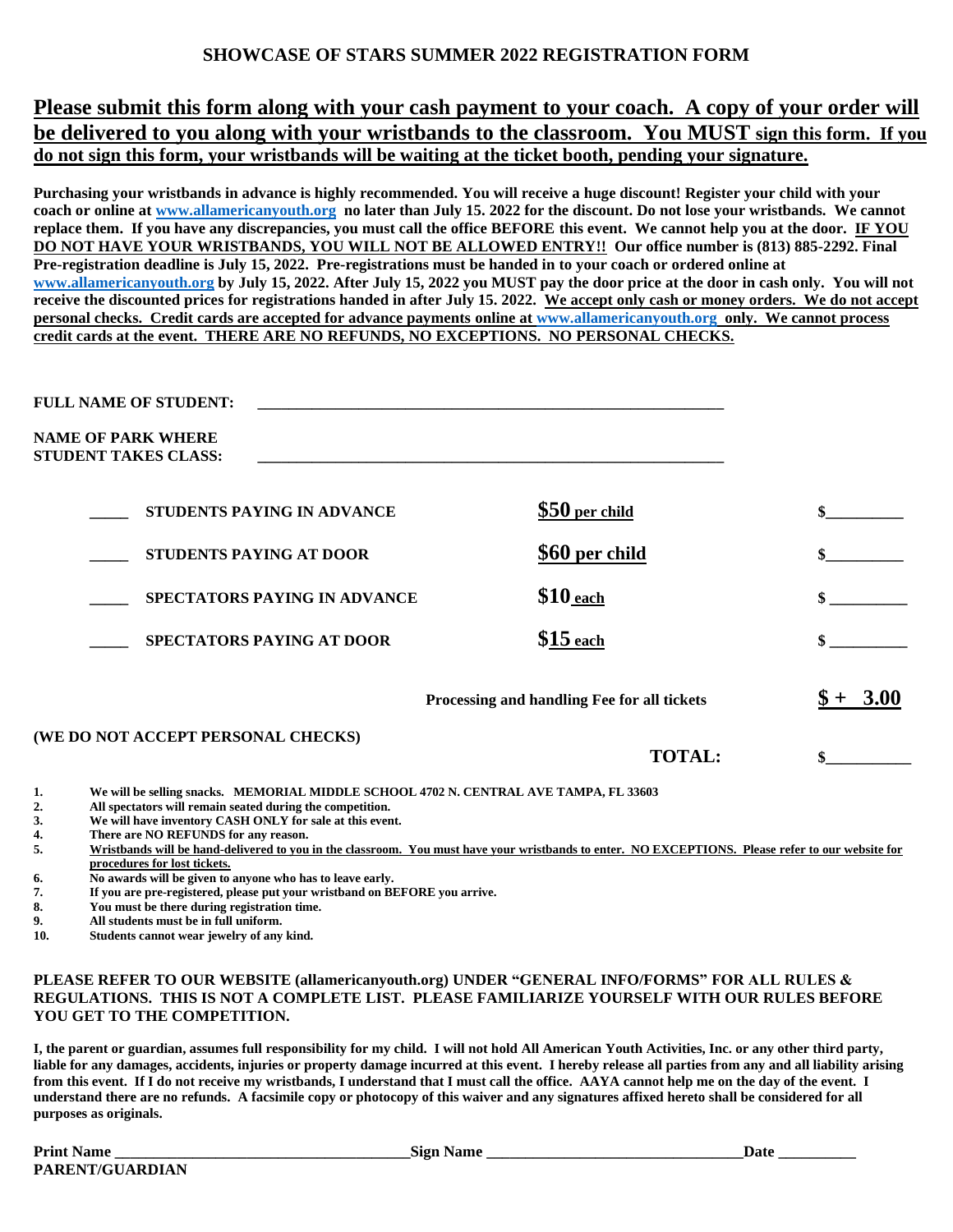# SHOWCASE OF STARS SUMMER 2022 REGISTRATION FORM

## Please submit this form along with your cash payment to your coach. A copy of your order will be delivered to you along with your wristbands to the classroom. You MUST sign this form. If you do not sign this form, your wristbands will be waiting at the ticket booth, pending your signature.

**Purchasing your wristbands in advance is highly recommended. You will receive a huge discount! Register your child with your coach or online at www.allamericanyouth.org no later than July 15. 2022 for the discount. Do not lose your wristbands. We cannot replace them. If you have any discrepancies, you must call the office BEFORE this event. We cannot help you at the door. IF YOU DO NOT HAVE YOUR WRISTBANDS, YOU WILL NOT BE ALLOWED ENTRY!! Our office number is (813) 885-2292. Final Pre-registration deadline is July 15, 2022. Pre-registrations must be handed in to your coach or ordered online at www.allamericanyouth.org by July 15, 2022. After July 15, 2022 you MUST pay the door price at the door in cash only. You will not receive the discounted prices for registrations handed in after July 15. 2022. We accept only cash or money orders. We do not accept personal checks. Credit cards are accepted for advance payments online at www.allamericanyouth.org only. We cannot process credit cards at the event. THERE ARE NO REFUNDS, NO EXCEPTIONS. NO PERSONAL CHECKS.**

**FULL NAME OF STUDENT:** ______________________________

**NAME OF PARK WHERE STUDENT TAKES CLASS:** ______________________________

| | | | |
|---|---|---|---|
| _____ | **STUDENTS PAYING IN ADVANCE** | **$50 per child** | $_________ |
| _____ | **STUDENTS PAYING AT DOOR** | **$60 per child** | $_________ |
| _____ | **SPECTATORS PAYING IN ADVANCE** | **$10 each** | $_________ |
| _____ | **SPECTATORS PAYING AT DOOR** | **$15 each** | $_________ |
| | | **Processing and handling Fee for all tickets** | **$ + 3.00** |
| | **(WE DO NOT ACCEPT PERSONAL CHECKS)** | **TOTAL:** | $_________ |

1. **We will be selling snacks. MEMORIAL MIDDLE SCHOOL 4702 N. CENTRAL AVE TAMPA, FL 33603**
2. **All spectators will remain seated during the competition.**
3. **We will have inventory CASH ONLY for sale at this event.**
4. **There are NO REFUNDS for any reason.**
5. **Wristbands will be hand-delivered to you in the classroom. You must have your wristbands to enter. NO EXCEPTIONS. Please refer to our website for procedures for lost tickets.**
6. **No awards will be given to anyone who has to leave early.**
7. **If you are pre-registered, please put your wristband on BEFORE you arrive.**
8. **You must be there during registration time.**
9. **All students must be in full uniform.**
10. **Students cannot wear jewelry of any kind.**

**PLEASE REFER TO OUR WEBSITE (allamericanyouth.org) UNDER "GENERAL INFO/FORMS" FOR ALL RULES & REGULATIONS. THIS IS NOT A COMPLETE LIST. PLEASE FAMILIARIZE YOURSELF WITH OUR RULES BEFORE YOU GET TO THE COMPETITION.**

**I, the parent or guardian, assumes full responsibility for my child. I will not hold All American Youth Activities, Inc. or any other third party, liable for any damages, accidents, injuries or property damage incurred at this event. I hereby release all parties from any and all liability arising from this event. If I do not receive my wristbands, I understand that I must call the office. AAYA cannot help me on the day of the event. I understand there are no refunds. A facsimile copy or photocopy of this waiver and any signatures affixed hereto shall be considered for all purposes as originals.**

**Print Name** ______________________ **Sign Name** ______________________ **Date** __________
**PARENT/GUARDIAN**